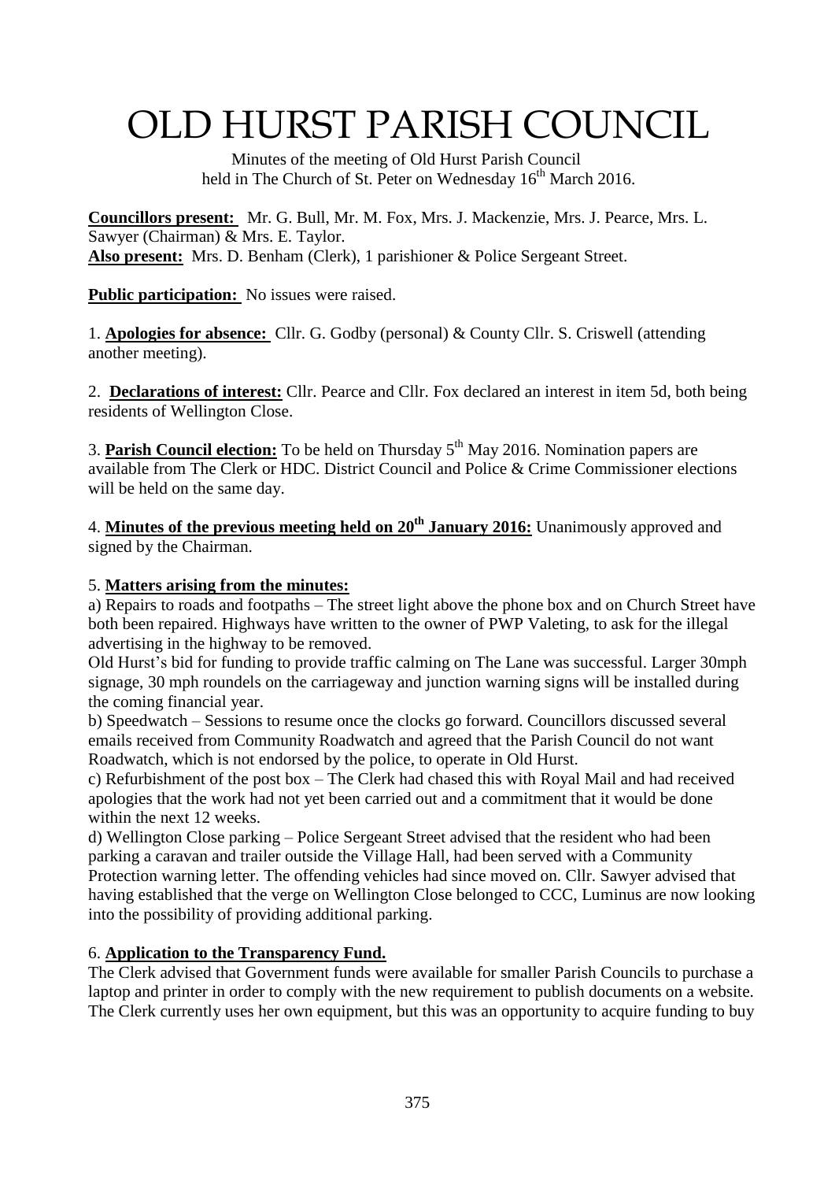# OLD HURST PARISH COUNCIL

Minutes of the meeting of Old Hurst Parish Council held in The Church of St. Peter on Wednesday 16th March 2016.

**Councillors present:** Mr. G. Bull, Mr. M. Fox, Mrs. J. Mackenzie, Mrs. J. Pearce, Mrs. L. Sawyer (Chairman) & Mrs. E. Taylor.
**Also present:** Mrs. D. Benham (Clerk), 1 parishioner & Police Sergeant Street.

**Public participation:** No issues were raised.

1. **Apologies for absence:** Cllr. G. Godby (personal) & County Cllr. S. Criswell (attending another meeting).

2. **Declarations of interest:** Cllr. Pearce and Cllr. Fox declared an interest in item 5d, both being residents of Wellington Close.

3. **Parish Council election:** To be held on Thursday 5th May 2016. Nomination papers are available from The Clerk or HDC. District Council and Police & Crime Commissioner elections will be held on the same day.

4. **Minutes of the previous meeting held on 20th January 2016:** Unanimously approved and signed by the Chairman.

5. **Matters arising from the minutes:**

a) Repairs to roads and footpaths – The street light above the phone box and on Church Street have both been repaired. Highways have written to the owner of PWP Valeting, to ask for the illegal advertising in the highway to be removed.
Old Hurst's bid for funding to provide traffic calming on The Lane was successful. Larger 30mph signage, 30 mph roundels on the carriageway and junction warning signs will be installed during the coming financial year.

b) Speedwatch – Sessions to resume once the clocks go forward. Councillors discussed several emails received from Community Roadwatch and agreed that the Parish Council do not want Roadwatch, which is not endorsed by the police, to operate in Old Hurst.

c) Refurbishment of the post box – The Clerk had chased this with Royal Mail and had received apologies that the work had not yet been carried out and a commitment that it would be done within the next 12 weeks.

d) Wellington Close parking – Police Sergeant Street advised that the resident who had been parking a caravan and trailer outside the Village Hall, had been served with a Community Protection warning letter. The offending vehicles had since moved on. Cllr. Sawyer advised that having established that the verge on Wellington Close belonged to CCC, Luminus are now looking into the possibility of providing additional parking.

6. **Application to the Transparency Fund.**

The Clerk advised that Government funds were available for smaller Parish Councils to purchase a laptop and printer in order to comply with the new requirement to publish documents on a website. The Clerk currently uses her own equipment, but this was an opportunity to acquire funding to buy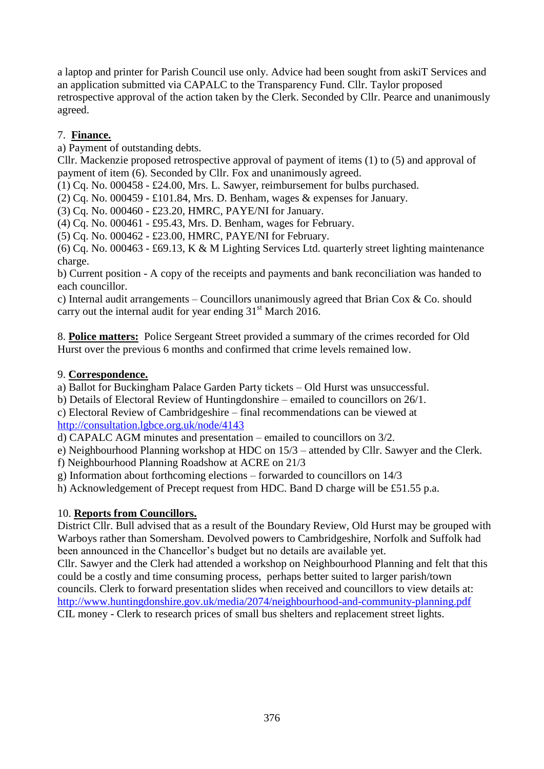a laptop and printer for Parish Council use only. Advice had been sought from askiT Services and an application submitted via CAPALC to the Transparency Fund. Cllr. Taylor proposed retrospective approval of the action taken by the Clerk. Seconded by Cllr. Pearce and unanimously agreed.

7. **Finance.**

a) Payment of outstanding debts.

Cllr. Mackenzie proposed retrospective approval of payment of items (1) to (5) and approval of payment of item (6). Seconded by Cllr. Fox and unanimously agreed.

(1) Cq. No. 000458 - £24.00, Mrs. L. Sawyer, reimbursement for bulbs purchased.
(2) Cq. No. 000459 - £101.84, Mrs. D. Benham, wages & expenses for January.
(3) Cq. No. 000460 - £23.20, HMRC, PAYE/NI for January.
(4) Cq. No. 000461 - £95.43, Mrs. D. Benham, wages for February.
(5) Cq. No. 000462 - £23.00, HMRC, PAYE/NI for February.
(6) Cq. No. 000463 - £69.13, K & M Lighting Services Ltd. quarterly street lighting maintenance charge.

b) Current position - A copy of the receipts and payments and bank reconciliation was handed to each councillor.

c) Internal audit arrangements – Councillors unanimously agreed that Brian Cox & Co. should carry out the internal audit for year ending 31st March 2016.

8. **Police matters:** Police Sergeant Street provided a summary of the crimes recorded for Old Hurst over the previous 6 months and confirmed that crime levels remained low.

9. **Correspondence.**

a) Ballot for Buckingham Palace Garden Party tickets – Old Hurst was unsuccessful.
b) Details of Electoral Review of Huntingdonshire – emailed to councillors on 26/1.
c) Electoral Review of Cambridgeshire – final recommendations can be viewed at http://consultation.lgbce.org.uk/node/4143
d) CAPALC AGM minutes and presentation – emailed to councillors on 3/2.
e) Neighbourhood Planning workshop at HDC on 15/3 – attended by Cllr. Sawyer and the Clerk.
f) Neighbourhood Planning Roadshow at ACRE on 21/3
g) Information about forthcoming elections – forwarded to councillors on 14/3
h) Acknowledgement of Precept request from HDC. Band D charge will be £51.55 p.a.

10. **Reports from Councillors.**

District Cllr. Bull advised that as a result of the Boundary Review, Old Hurst may be grouped with Warboys rather than Somersham. Devolved powers to Cambridgeshire, Norfolk and Suffolk had been announced in the Chancellor's budget but no details are available yet.

Cllr. Sawyer and the Clerk had attended a workshop on Neighbourhood Planning and felt that this could be a costly and time consuming process, perhaps better suited to larger parish/town councils. Clerk to forward presentation slides when received and councillors to view details at: http://www.huntingdonshire.gov.uk/media/2074/neighbourhood-and-community-planning.pdf

CIL money - Clerk to research prices of small bus shelters and replacement street lights.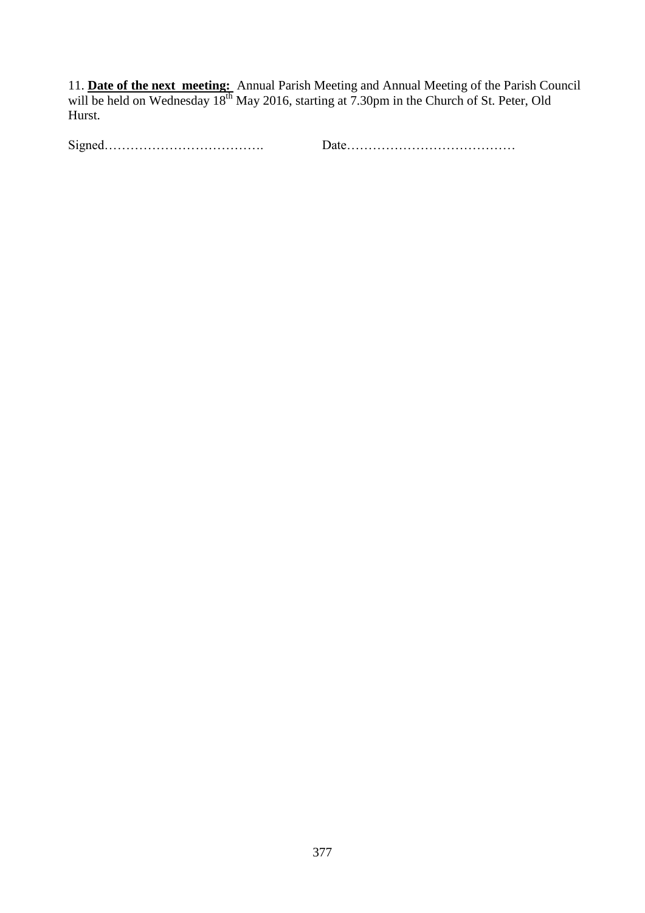11. **Date of the next meeting:** Annual Parish Meeting and Annual Meeting of the Parish Council will be held on Wednesday 18th May 2016, starting at 7.30pm in the Church of St. Peter, Old Hurst.

Signed………………………………. Date…………………………………